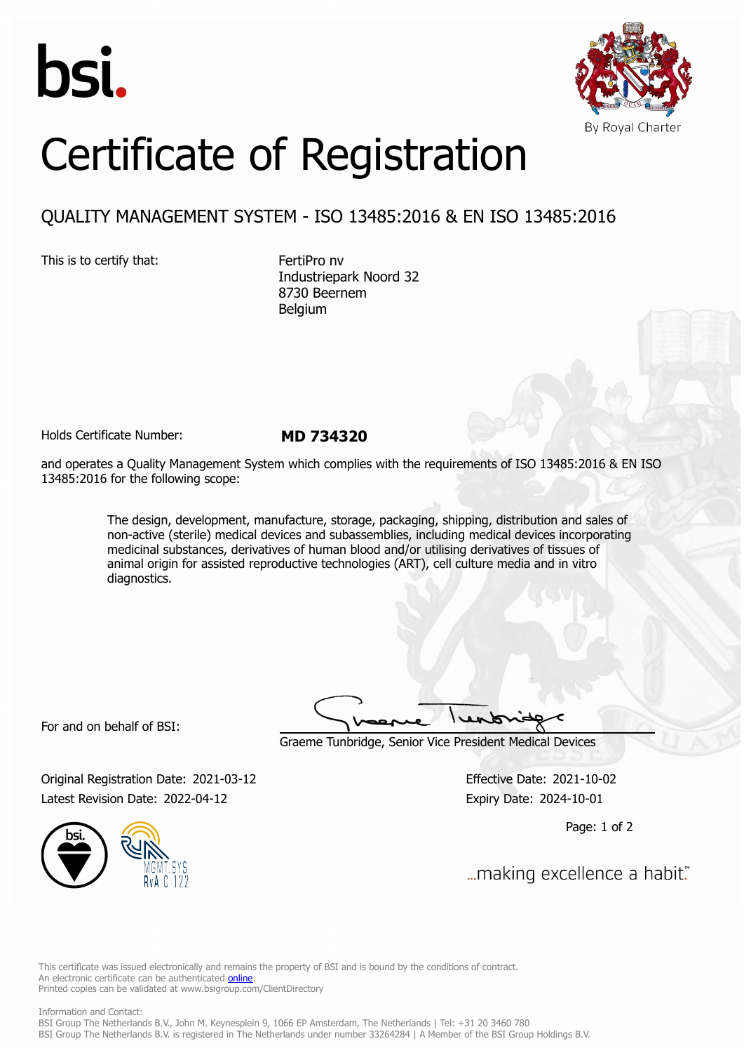bsi.

By Royal Charter

# Certificate of Registration

## QUALITY MANAGEMENT SYSTEM - ISO 13485:2016 & EN ISO 13485:2016

This is to certify that:

FertiPro nv
Industriepark Noord 32
8730 Beernem
Belgium

Holds Certificate Number: **MD 734320**

and operates a Quality Management System which complies with the requirements of ISO 13485:2016 & EN ISO 13485:2016 for the following scope:

> The design, development, manufacture, storage, packaging, shipping, distribution and sales of non-active (sterile) medical devices and subassemblies, including medical devices incorporating medicinal substances, derivatives of human blood and/or utilising derivatives of tissues of animal origin for assisted reproductive technologies (ART), cell culture media and in vitro diagnostics.

For and on behalf of BSI:

Graeme Tunbridge, Senior Vice President Medical Devices

Original Registration Date: 2021-03-12
Latest Revision Date: 2022-04-12

Effective Date: 2021-10-02
Expiry Date: 2024-10-01

MGMT. SYS
RvA C 122

...making excellence a habit.™

This certificate was issued electronically and remains the property of BSI and is bound by the conditions of contract.
An electronic certificate can be authenticated online.
Printed copies can be validated at www.bsigroup.com/ClientDirectory

Information and Contact:
BSI Group The Netherlands B.V., John M. Keynesplein 9, 1066 EP Amsterdam, The Netherlands | Tel: +31 20 3460 780
BSI Group The Netherlands B.V. is registered in The Netherlands under number 33264284 | A Member of the BSI Group Holdings B.V.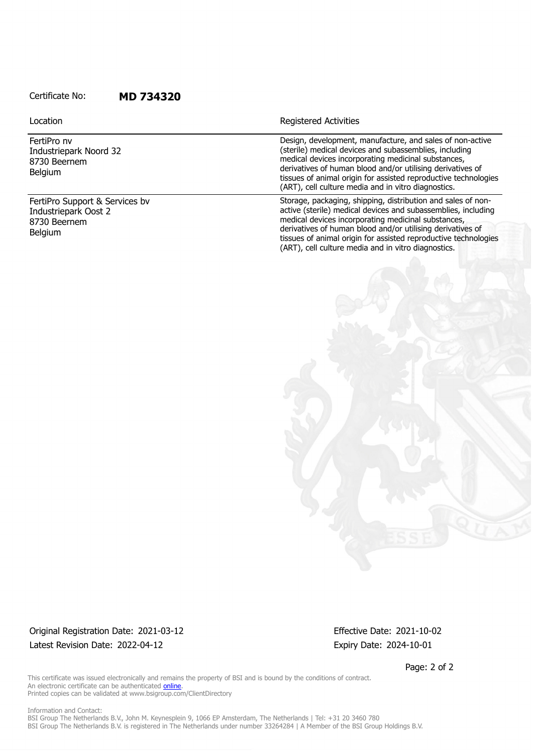Certificate No: **MD 734320**

| Location | Registered Activities |
| --- | --- |
| FertiPro nv<br>Industriepark Noord 32<br>8730 Beernem<br>Belgium | Design, development, manufacture, and sales of non-active (sterile) medical devices and subassemblies, including medical devices incorporating medicinal substances, derivatives of human blood and/or utilising derivatives of tissues of animal origin for assisted reproductive technologies (ART), cell culture media and in vitro diagnostics. |
| FertiPro Support & Services bv<br>Industriepark Oost 2<br>8730 Beernem<br>Belgium | Storage, packaging, shipping, distribution and sales of non-active (sterile) medical devices and subassemblies, including medical devices incorporating medicinal substances, derivatives of human blood and/or utilising derivatives of tissues of animal origin for assisted reproductive technologies (ART), cell culture media and in vitro diagnostics. |

Original Registration Date: 2021-03-12
Latest Revision Date: 2022-04-12

Effective Date: 2021-10-02
Expiry Date: 2024-10-01

This certificate was issued electronically and remains the property of BSI and is bound by the conditions of contract.
An electronic certificate can be authenticated online.
Printed copies can be validated at www.bsigroup.com/ClientDirectory

Information and Contact:
BSI Group The Netherlands B.V., John M. Keynesplein 9, 1066 EP Amsterdam, The Netherlands | Tel: +31 20 3460 780
BSI Group The Netherlands B.V. is registered in The Netherlands under number 33264284 | A Member of the BSI Group Holdings B.V.